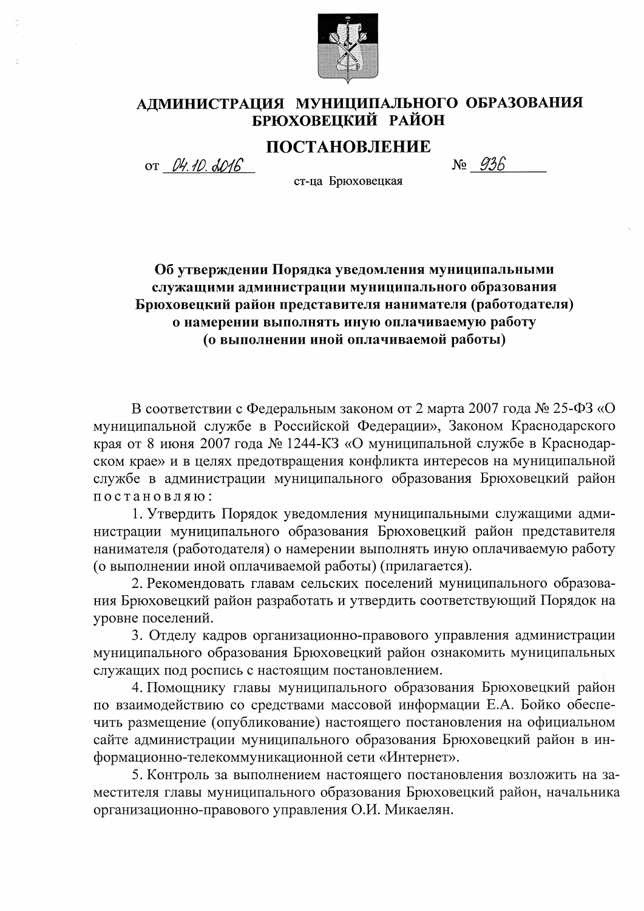# АДМИНИСТРАЦИЯ МУНИЦИПАЛЬНОГО ОБРАЗОВАНИЯ БРЮХОВЕЦКИЙ РАЙОН

## ПОСТАНОВЛЕНИЕ

от 04.10.2016 № 936

ст-ца Брюховецкая

**Об утверждении Порядка уведомления муниципальными служащими администрации муниципального образования Брюховецкий район представителя нанимателя (работодателя) о намерении выполнять иную оплачиваемую работу (о выполнении иной оплачиваемой работы)**

В соответствии с Федеральным законом от 2 марта 2007 года № 25-ФЗ «О муниципальной службе в Российской Федерации», Законом Краснодарского края от 8 июня 2007 года № 1244-КЗ «О муниципальной службе в Краснодарском крае» и в целях предотвращения конфликта интересов на муниципальной службе в администрации муниципального образования Брюховецкий район постановляю:

1. Утвердить Порядок уведомления муниципальными служащими администрации муниципального образования Брюховецкий район представителя нанимателя (работодателя) о намерении выполнять иную оплачиваемую работу (о выполнении иной оплачиваемой работы) (прилагается).
2. Рекомендовать главам сельских поселений муниципального образования Брюховецкий район разработать и утвердить соответствующий Порядок на уровне поселений.
3. Отделу кадров организационно-правового управления администрации муниципального образования Брюховецкий район ознакомить муниципальных служащих под роспись с настоящим постановлением.
4. Помощнику главы муниципального образования Брюховецкий район по взаимодействию со средствами массовой информации Е.А. Бойко обеспечить размещение (опубликование) настоящего постановления на официальном сайте администрации муниципального образования Брюховецкий район в информационно-телекоммуникационной сети «Интернет».
5. Контроль за выполнением настоящего постановления возложить на заместителя главы муниципального образования Брюховецкий район, начальника организационно-правового управления О.И. Микаелян.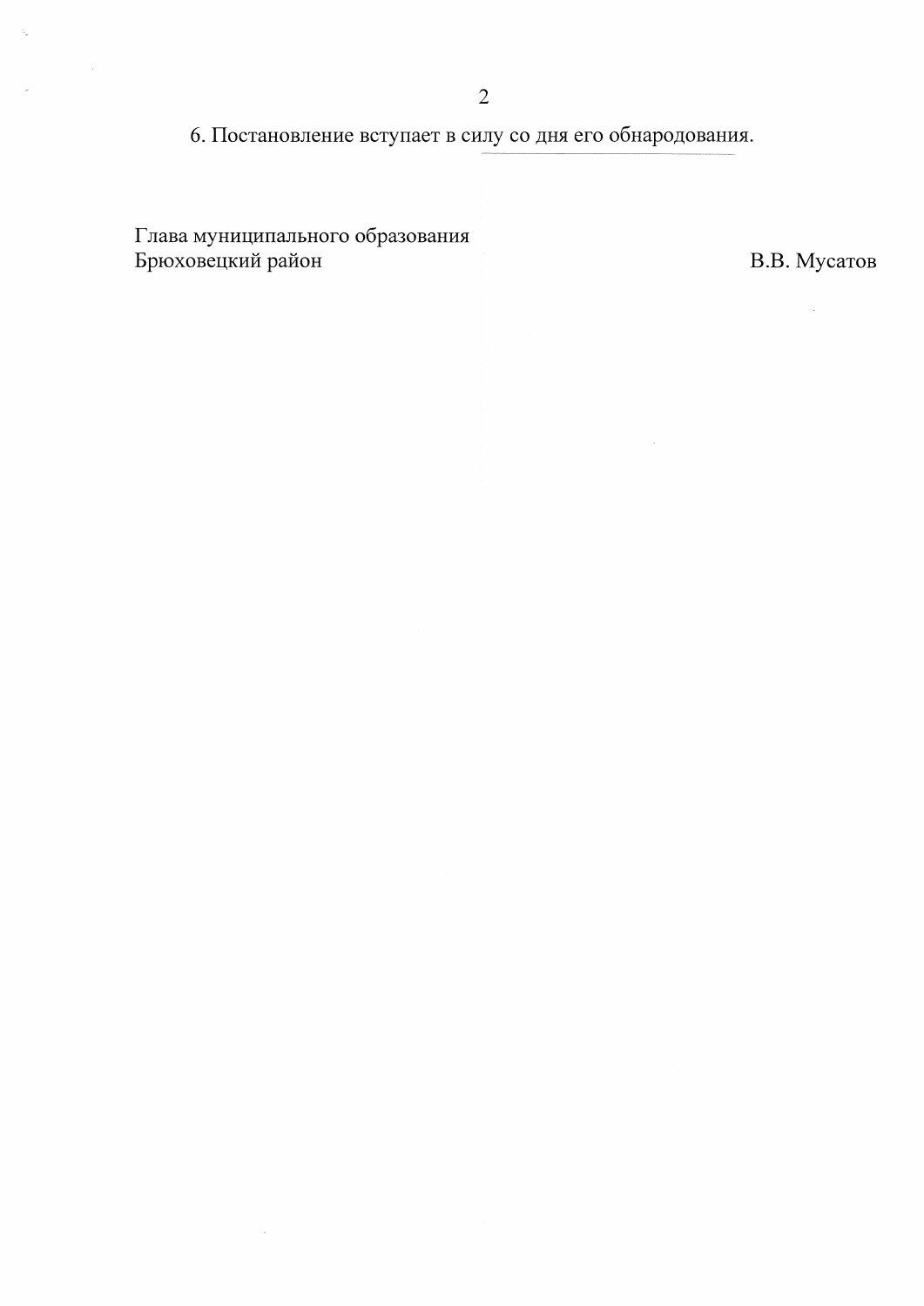6. Постановление вступает в силу со дня его обнародования.

Глава муниципального образования
Брюховецкий район В.В. Мусатов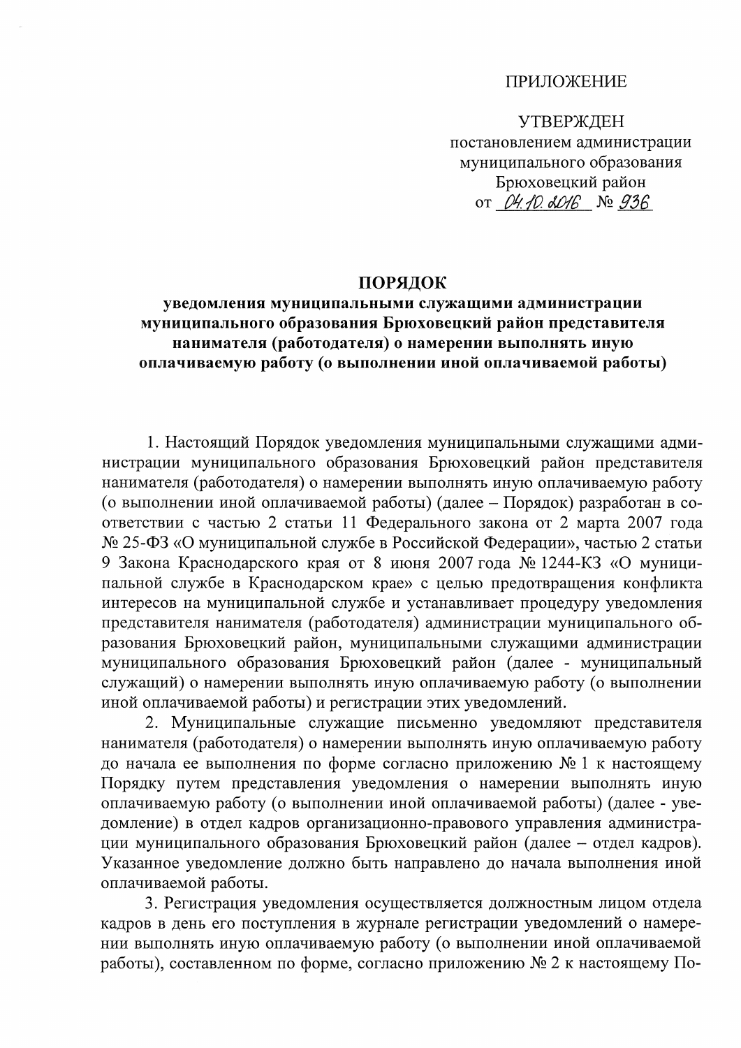ПРИЛОЖЕНИЕ

УТВЕРЖДЕН
постановлением администрации
муниципального образования
Брюховецкий район
от 04.10.2016 № 936

# ПОРЯДОК
## уведомления муниципальными служащими администрации муниципального образования Брюховецкий район представителя нанимателя (работодателя) о намерении выполнять иную оплачиваемую работу (о выполнении иной оплачиваемой работы)

1. Настоящий Порядок уведомления муниципальными служащими администрации муниципального образования Брюховецкий район представителя нанимателя (работодателя) о намерении выполнять иную оплачиваемую работу (о выполнении иной оплачиваемой работы) (далее – Порядок) разработан в соответствии с частью 2 статьи 11 Федерального закона от 2 марта 2007 года № 25-ФЗ «О муниципальной службе в Российской Федерации», частью 2 статьи 9 Закона Краснодарского края от 8 июня 2007 года № 1244-КЗ «О муниципальной службе в Краснодарском крае» с целью предотвращения конфликта интересов на муниципальной службе и устанавливает процедуру уведомления представителя нанимателя (работодателя) администрации муниципального образования Брюховецкий район, муниципальными служащими администрации муниципального образования Брюховецкий район (далее - муниципальный служащий) о намерении выполнять иную оплачиваемую работу (о выполнении иной оплачиваемой работы) и регистрации этих уведомлений.

2. Муниципальные служащие письменно уведомляют представителя нанимателя (работодателя) о намерении выполнять иную оплачиваемую работу до начала ее выполнения по форме согласно приложению № 1 к настоящему Порядку путем представления уведомления о намерении выполнять иную оплачиваемую работу (о выполнении иной оплачиваемой работы) (далее - уведомление) в отдел кадров организационно-правового управления администрации муниципального образования Брюховецкий район (далее – отдел кадров). Указанное уведомление должно быть направлено до начала выполнения иной оплачиваемой работы.

3. Регистрация уведомления осуществляется должностным лицом отдела кадров в день его поступления в журнале регистрации уведомлений о намерении выполнять иную оплачиваемую работу (о выполнении иной оплачиваемой работы), составленном по форме, согласно приложению № 2 к настоящему По-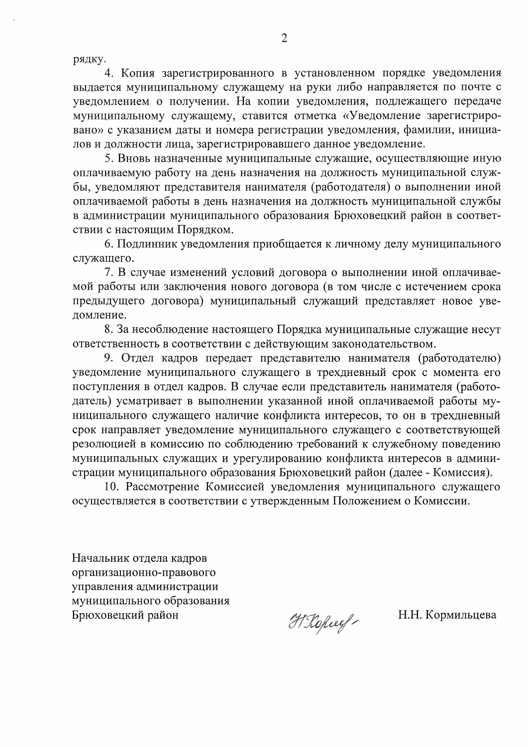рядку.

4. Копия зарегистрированного в установленном порядке уведомления выдается муниципальному служащему на руки либо направляется по почте с уведомлением о получении. На копии уведомления, подлежащего передаче муниципальному служащему, ставится отметка «Уведомление зарегистрировано» с указанием даты и номера регистрации уведомления, фамилии, инициалов и должности лица, зарегистрировавшего данное уведомление.

5. Вновь назначенные муниципальные служащие, осуществляющие иную оплачиваемую работу на день назначения на должность муниципальной службы, уведомляют представителя нанимателя (работодателя) о выполнении иной оплачиваемой работы в день назначения на должность муниципальной службы в администрации муниципального образования Брюховецкий район в соответствии с настоящим Порядком.

6. Подлинник уведомления приобщается к личному делу муниципального служащего.

7. В случае изменений условий договора о выполнении иной оплачиваемой работы или заключения нового договора (в том числе с истечением срока предыдущего договора) муниципальный служащий представляет новое уведомление.

8. За несоблюдение настоящего Порядка муниципальные служащие несут ответственность в соответствии с действующим законодательством.

9. Отдел кадров передает представителю нанимателя (работодателю) уведомление муниципального служащего в трехдневный срок с момента его поступления в отдел кадров. В случае если представитель нанимателя (работодатель) усматривает в выполнении указанной иной оплачиваемой работы муниципального служащего наличие конфликта интересов, то он в трехдневный срок направляет уведомление муниципального служащего с соответствующей резолюцией в комиссию по соблюдению требований к служебному поведению муниципальных служащих и урегулированию конфликта интересов в администрации муниципального образования Брюховецкий район (далее - Комиссия).

10. Рассмотрение Комиссией уведомления муниципального служащего осуществляется в соответствии с утвержденным Положением о Комиссии.

Начальник отдела кадров
организационно-правового
управления администрации
муниципального образования
Брюховецкий район Н.Н. Кормильцева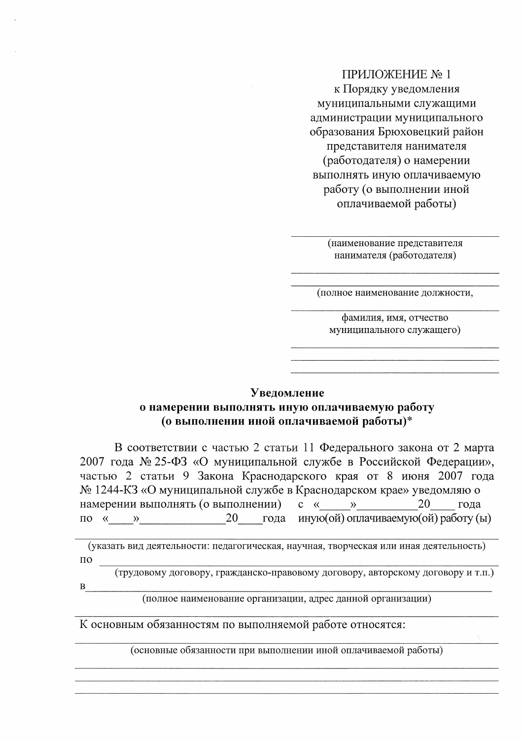ПРИЛОЖЕНИЕ № 1
к Порядку уведомления муниципальными служащими администрации муниципального образования Брюховецкий район представителя нанимателя (работодателя) о намерении выполнять иную оплачиваемую работу (о выполнении иной оплачиваемой работы)

_______________________________________
(наименование представителя нанимателя (работодателя)
_______________________________________
_______________________________________
(полное наименование должности,
_______________________________________
фамилия, имя, отчество муниципального служащего)
_______________________________________
_______________________________________
_______________________________________

**Уведомление**
**о намерении выполнять иную оплачиваемую работу**
**(о выполнении иной оплачиваемой работы)***

В соответствии с частью 2 статьи 11 Федерального закона от 2 марта 2007 года № 25-ФЗ «О муниципальной службе в Российской Федерации», частью 2 статьи 9 Закона Краснодарского края от 8 июня 2007 года № 1244-КЗ «О муниципальной службе в Краснодарском крае» уведомляю о намерении выполнять (о выполнении) с «_____»__________20____ года по «____»______________20____года иную(ой) оплачиваемую(ой) работу (ы)

_______________________________________________________________________________
(указать вид деятельности: педагогическая, научная, творческая или иная деятельность)

по _____________________________________________________________________________
(трудовому договору, гражданско-правовому договору, авторскому договору и т.п.)

в_______________________________________________________________________________
(полное наименование организации, адрес данной организации)

_______________________________________________________________________________

К основным обязанностям по выполняемой работе относятся:

_______________________________________________________________________________
(основные обязанности при выполнении иной оплачиваемой работы)

_______________________________________________________________________________
_______________________________________________________________________________
_______________________________________________________________________________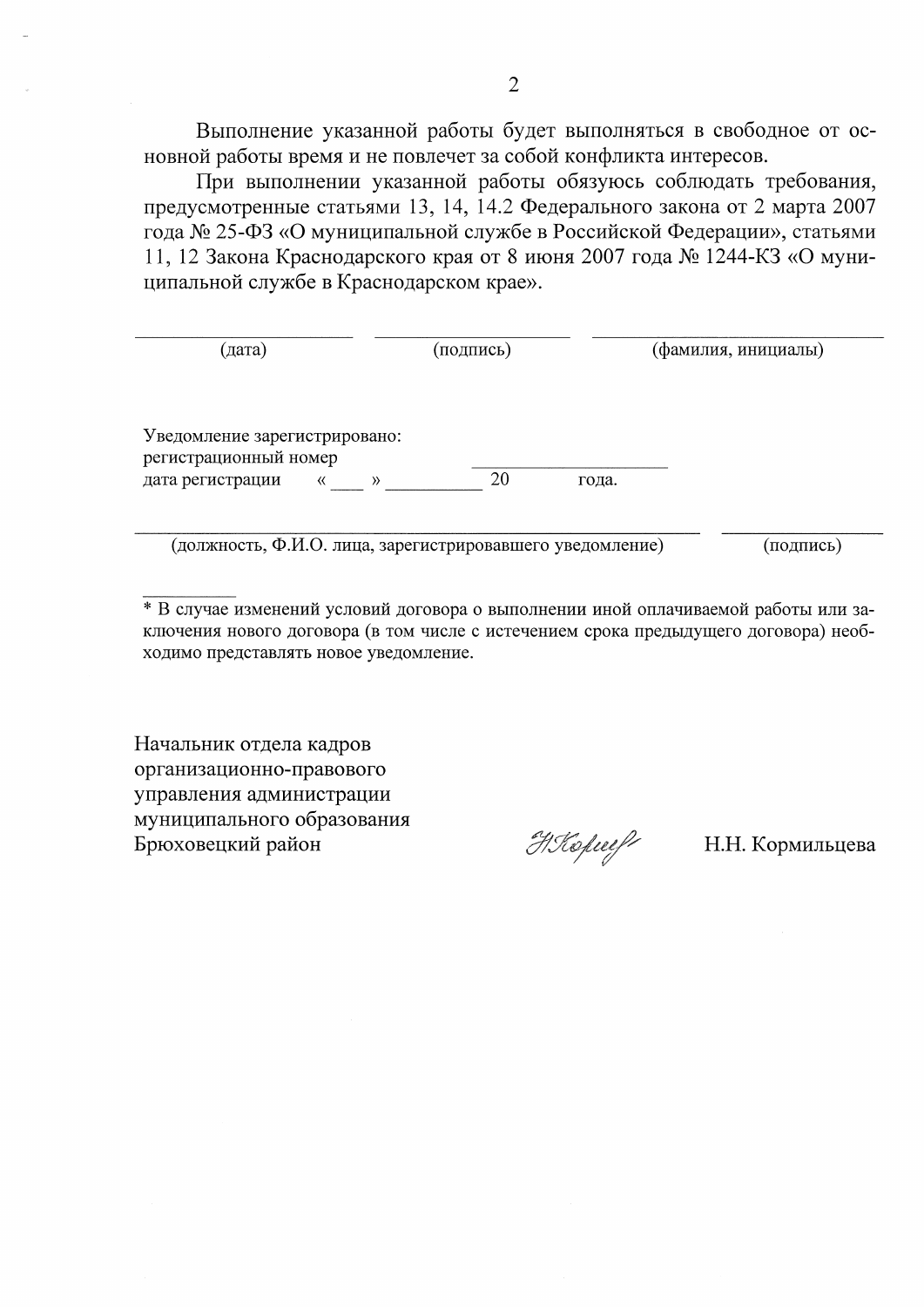Выполнение указанной работы будет выполняться в свободное от основной работы время и не повлечет за собой конфликта интересов.

При выполнении указанной работы обязуюсь соблюдать требования, предусмотренные статьями 13, 14, 14.2 Федерального закона от 2 марта 2007 года № 25-ФЗ «О муниципальной службе в Российской Федерации», статьями 11, 12 Закона Краснодарского края от 8 июня 2007 года № 1244-КЗ «О муниципальной службе в Краснодарском крае».

| ____________________ | ____________________ | ____________________ |
|---|---|---|
| (дата) | (подпись) | (фамилия, инициалы) |

Уведомление зарегистрировано:
регистрационный номер ____________________
дата регистрации « ___ » __________ 20 года.

| ________________________________________ | ____________________ |
|---|---|
| (должность, Ф.И.О. лица, зарегистрировавшего уведомление) | (подпись) |

---

* В случае изменений условий договора о выполнении иной оплачиваемой работы или заключения нового договора (в том числе с истечением срока предыдущего договора) необходимо представлять новое уведомление.

Начальник отдела кадров
организационно-правового
управления администрации
муниципального образования
Брюховецкий район Н.Н. Кормильцева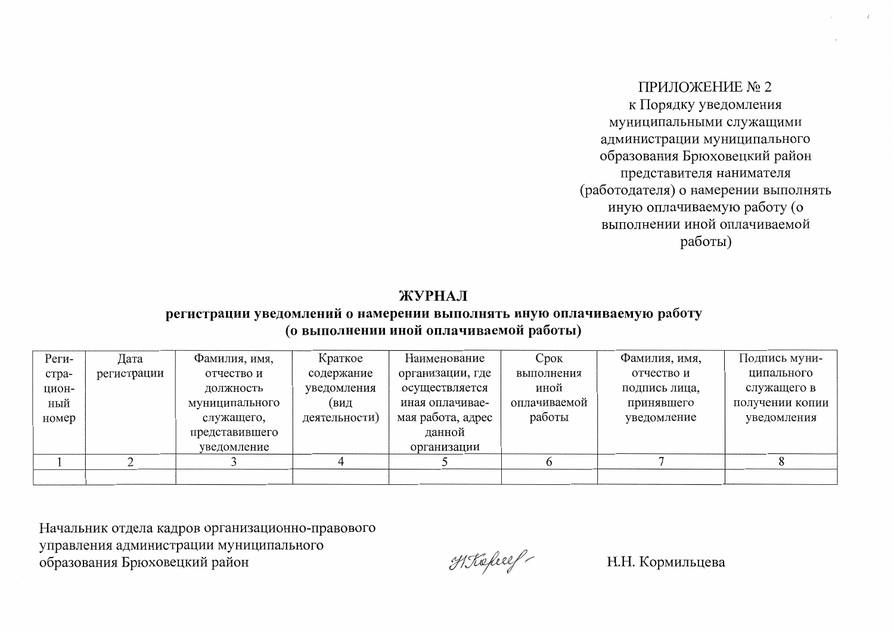ПРИЛОЖЕНИЕ № 2
к Порядку уведомления муниципальными служащими администрации муниципального образования Брюховецкий район представителя нанимателя (работодателя) о намерении выполнять иную оплачиваемую работу (о выполнении иной оплачиваемой работы)

# ЖУРНАЛ
## регистрации уведомлений о намерении выполнять иную оплачиваемую работу (о выполнении иной оплачиваемой работы)

| Регистрационный номер | Дата регистрации | Фамилия, имя, отчество и должность муниципального служащего, представившего уведомление | Краткое содержание уведомления (вид деятельности) | Наименование организации, где осуществляется иная оплачиваемая работа, адрес данной организации | Срок выполнения иной оплачиваемой работы | Фамилия, имя, отчество и подпись лица, принявшего уведомление | Подпись муниципального служащего в получении копии уведомления |
|---|---|---|---|---|---|---|---|
| 1 | 2 | 3 | 4 | 5 | 6 | 7 | 8 |
| | | | | | | | |

Начальник отдела кадров организационно-правового управления администрации муниципального образования Брюховецкий район Н.Н. Кормильцева